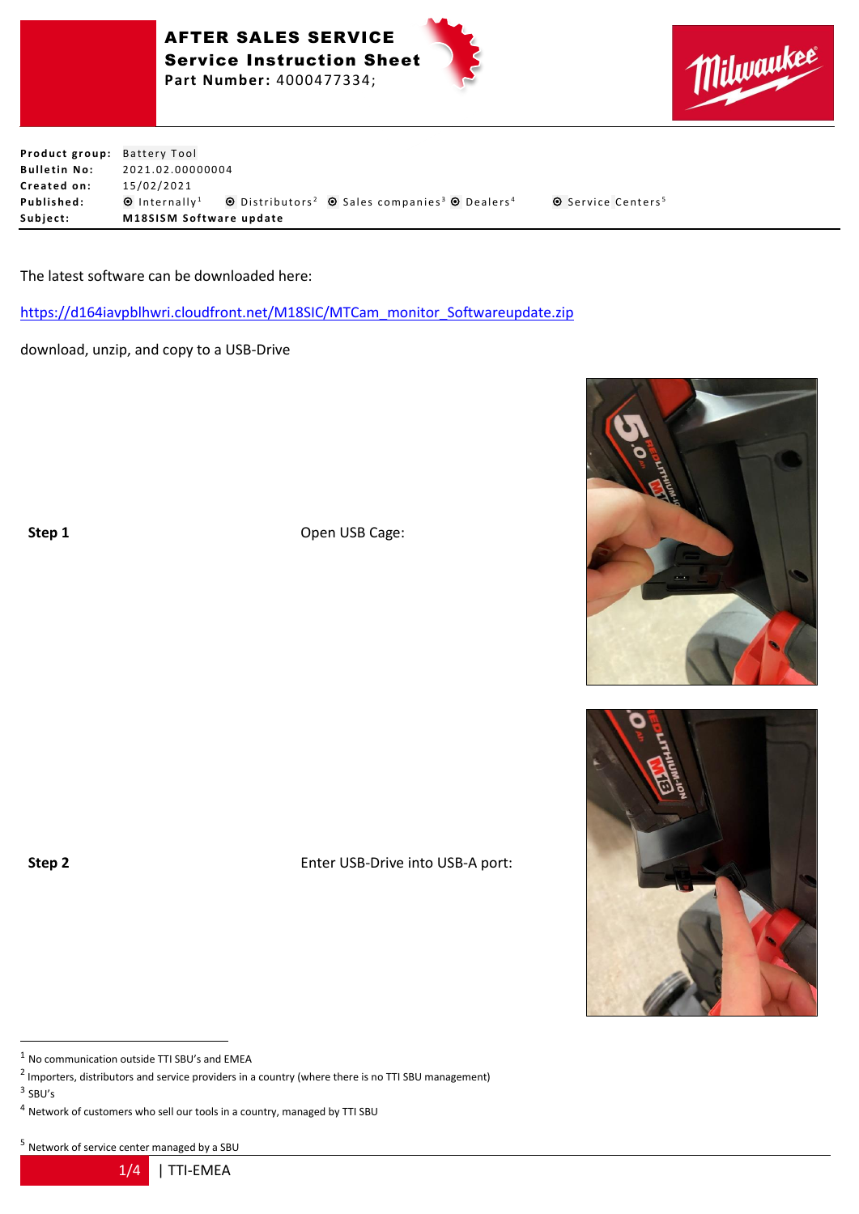# AFTER SALES SERVICE

## Service Instruction Sheet

**Part Number:** 4000477334;

| | |
|---|---|
| **Product group:** | Battery Tool |
| **Bulletin No:** | 2021.02.00000004 |
| **Created on:** | 15/02/2021 |
| **Published:** | ⦿ Internally[1] ⦿ Distributors[2] ⦿ Sales companies[3] ⦿ Dealers[4] ⦿ Service Centers[5] |
| **Subject:** | **M18SISM Software update** |

The latest software can be downloaded here:

https://d164iavpblhwri.cloudfront.net/M18SIC/MTCam_monitor_Softwareupdate.zip

download, unzip, and copy to a USB-Drive

**Step 1** Open USB Cage:

**Step 2** Enter USB-Drive into USB-A port:

---

[1] No communication outside TTI SBU's and EMEA

[2] Importers, distributors and service providers in a country (where there is no TTI SBU management)

[3] SBU's

[4] Network of customers who sell our tools in a country, managed by TTI SBU

[5] Network of service center managed by a SBU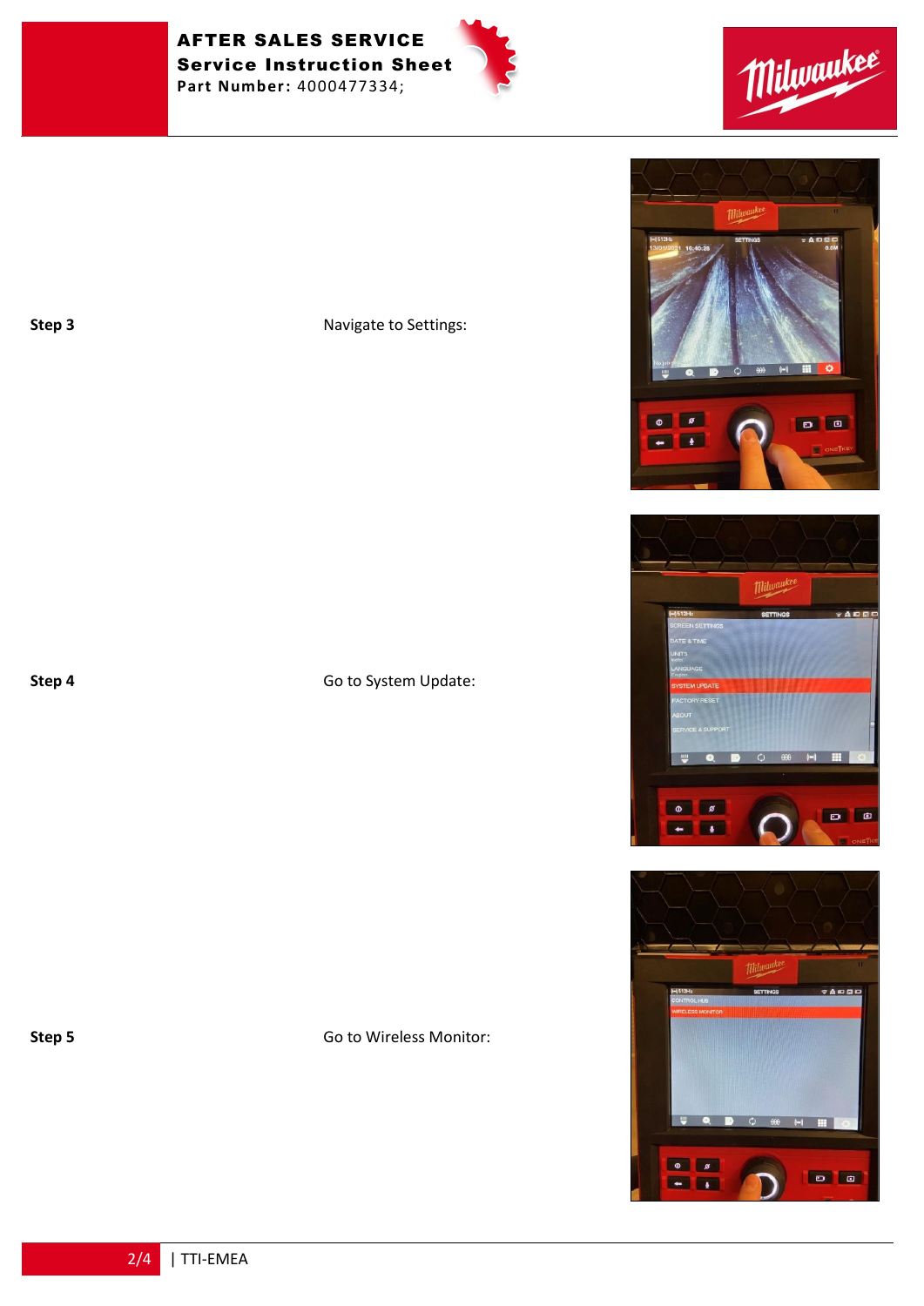**Step 3** Navigate to Settings:

**Step 4** Go to System Update:

**Step 5** Go to Wireless Monitor: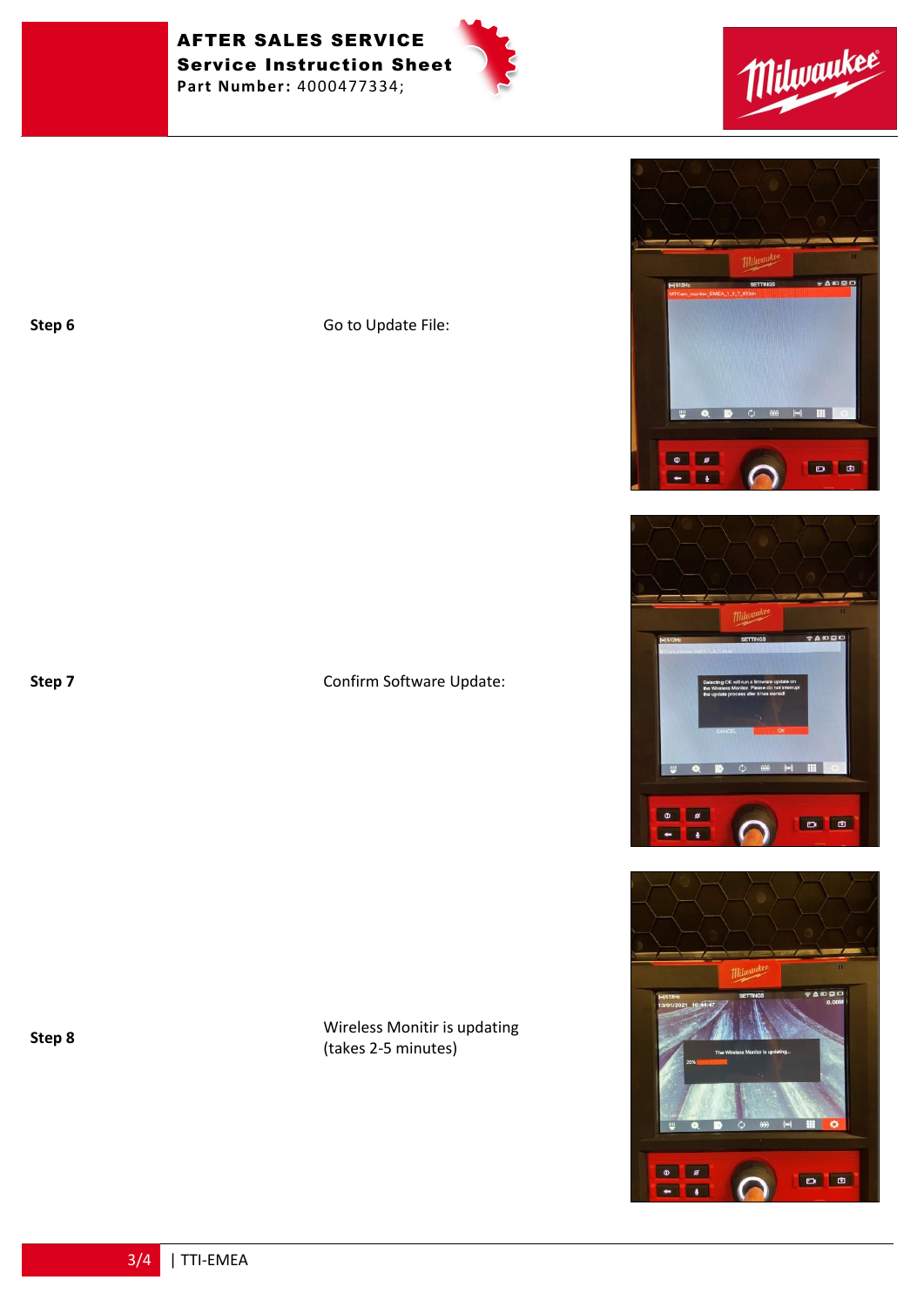**Step 6** Go to Update File:

**Step 7** Confirm Software Update:

**Step 8** Wireless Monitir is updating
(takes 2-5 minutes)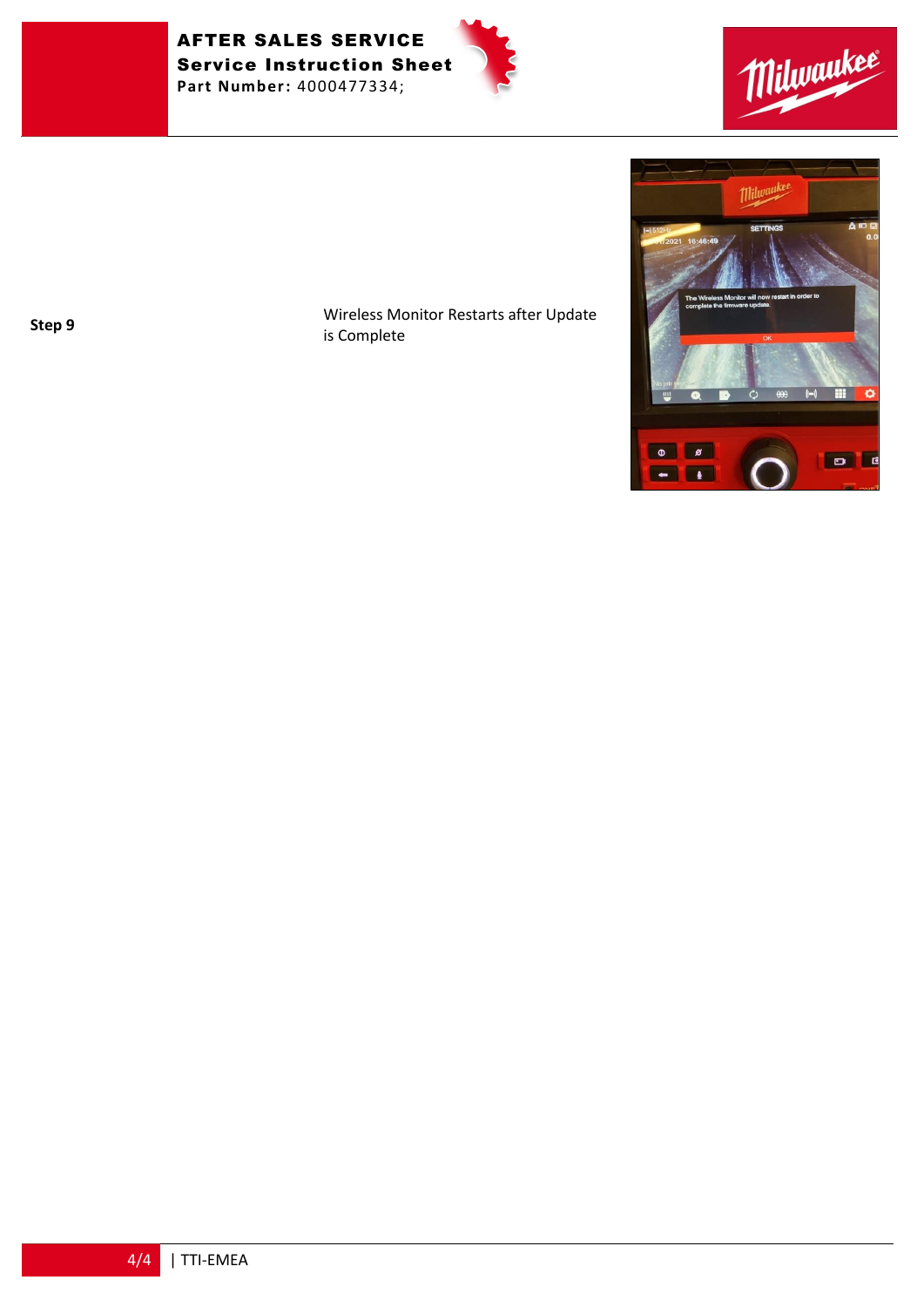| | |
|---|---|
| **Step 9** | Wireless Monitor Restarts after Update is Complete |